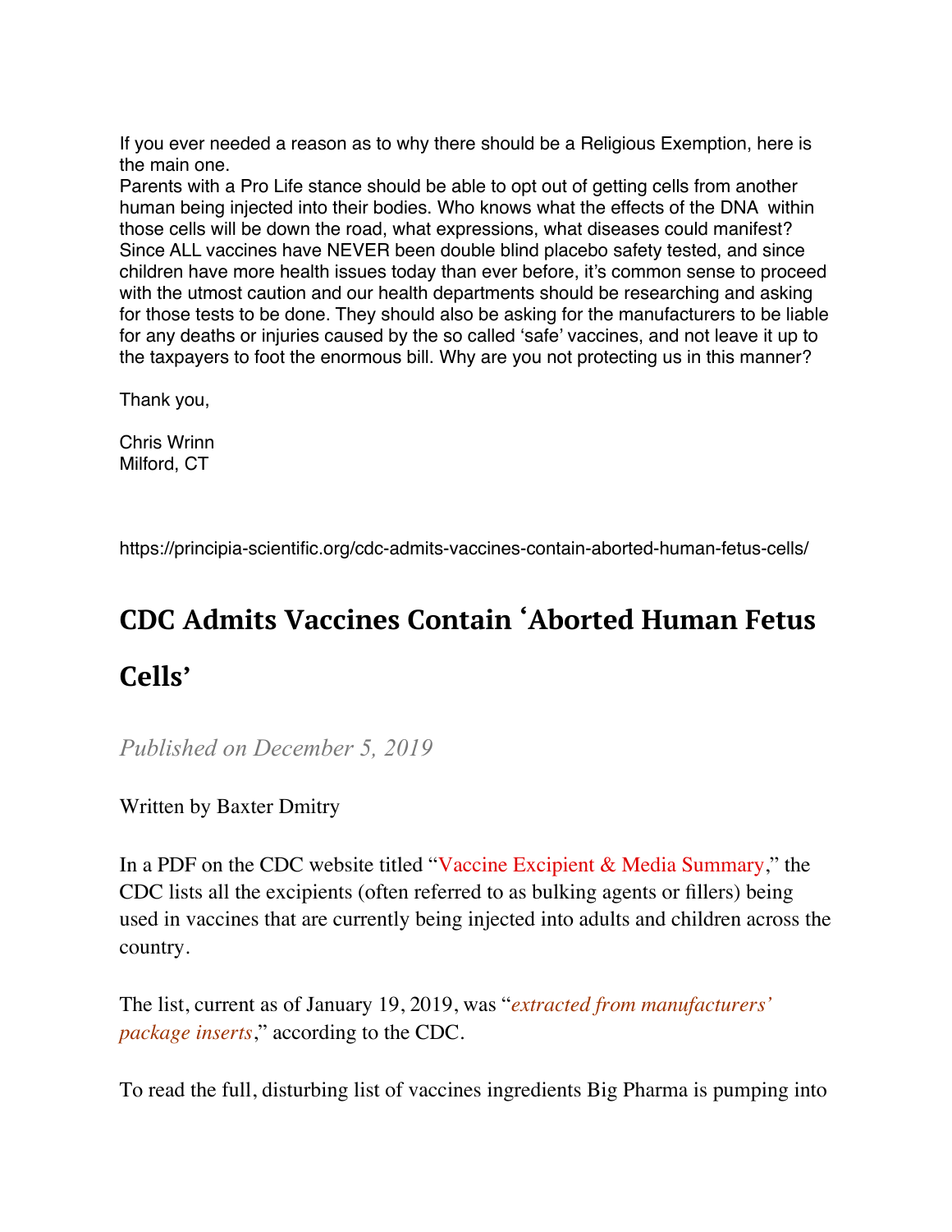If you ever needed a reason as to why there should be a Religious Exemption, here is the main one.
Parents with a Pro Life stance should be able to opt out of getting cells from another human being injected into their bodies. Who knows what the effects of the DNA within those cells will be down the road, what expressions, what diseases could manifest? Since ALL vaccines have NEVER been double blind placebo safety tested, and since children have more health issues today than ever before, it's common sense to proceed with the utmost caution and our health departments should be researching and asking for those tests to be done. They should also be asking for the manufacturers to be liable for any deaths or injuries caused by the so called 'safe' vaccines, and not leave it up to the taxpayers to foot the enormous bill. Why are you not protecting us in this manner?

Thank you,

Chris Wrinn
Milford, CT

https://principia-scientific.org/cdc-admits-vaccines-contain-aborted-human-fetus-cells/

# CDC Admits Vaccines Contain 'Aborted Human Fetus Cells'

*Published on December 5, 2019*

Written by Baxter Dmitry

In a PDF on the CDC website titled "Vaccine Excipient & Media Summary," the CDC lists all the excipients (often referred to as bulking agents or fillers) being used in vaccines that are currently being injected into adults and children across the country.

The list, current as of January 19, 2019, was "*extracted from manufacturers' package inserts*," according to the CDC.

To read the full, disturbing list of vaccines ingredients Big Pharma is pumping into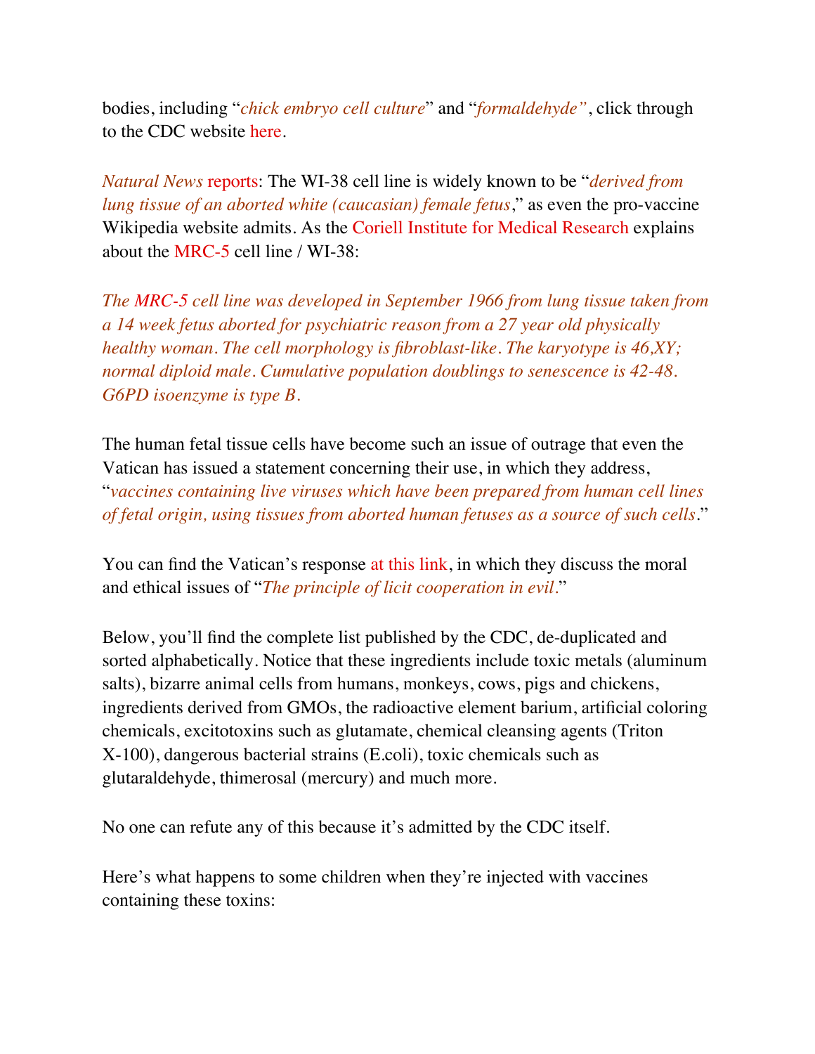bodies, including "*chick embryo cell culture*" and "*formaldehyde"*, click through to the CDC website here.

*Natural News* reports: The WI-38 cell line is widely known to be "*derived from lung tissue of an aborted white (caucasian) female fetus*," as even the pro-vaccine Wikipedia website admits. As the Coriell Institute for Medical Research explains about the MRC-5 cell line / WI-38:

*The MRC-5 cell line was developed in September 1966 from lung tissue taken from a 14 week fetus aborted for psychiatric reason from a 27 year old physically healthy woman. The cell morphology is fibroblast-like. The karyotype is 46,XY; normal diploid male. Cumulative population doublings to senescence is 42-48. G6PD isoenzyme is type B.*

The human fetal tissue cells have become such an issue of outrage that even the Vatican has issued a statement concerning their use, in which they address, "*vaccines containing live viruses which have been prepared from human cell lines of fetal origin, using tissues from aborted human fetuses as a source of such cells*."

You can find the Vatican's response at this link, in which they discuss the moral and ethical issues of "*The principle of licit cooperation in evil.*"

Below, you'll find the complete list published by the CDC, de-duplicated and sorted alphabetically. Notice that these ingredients include toxic metals (aluminum salts), bizarre animal cells from humans, monkeys, cows, pigs and chickens, ingredients derived from GMOs, the radioactive element barium, artificial coloring chemicals, excitotoxins such as glutamate, chemical cleansing agents (Triton X-100), dangerous bacterial strains (E.coli), toxic chemicals such as glutaraldehyde, thimerosal (mercury) and much more.

No one can refute any of this because it's admitted by the CDC itself.

Here's what happens to some children when they're injected with vaccines containing these toxins: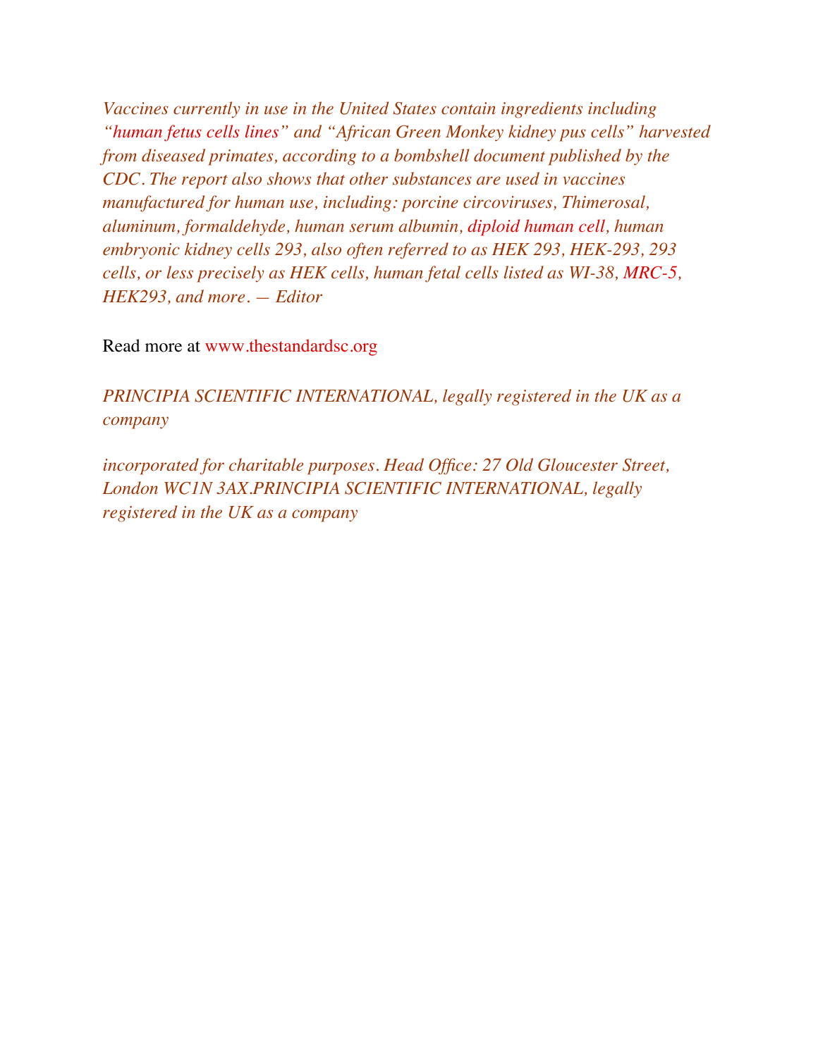*Vaccines currently in use in the United States contain ingredients including "human fetus cells lines" and "African Green Monkey kidney pus cells" harvested from diseased primates, according to a bombshell document published by the CDC. The report also shows that other substances are used in vaccines manufactured for human use, including: porcine circoviruses, Thimerosal, aluminum, formaldehyde, human serum albumin, diploid human cell, human embryonic kidney cells 293, also often referred to as HEK 293, HEK-293, 293 cells, or less precisely as HEK cells, human fetal cells listed as WI-38, MRC-5, HEK293, and more. — Editor*

Read more at www.thestandardsc.org

*PRINCIPIA SCIENTIFIC INTERNATIONAL, legally registered in the UK as a company*

*incorporated for charitable purposes. Head Office: 27 Old Gloucester Street, London WC1N 3AX.PRINCIPIA SCIENTIFIC INTERNATIONAL, legally registered in the UK as a company*